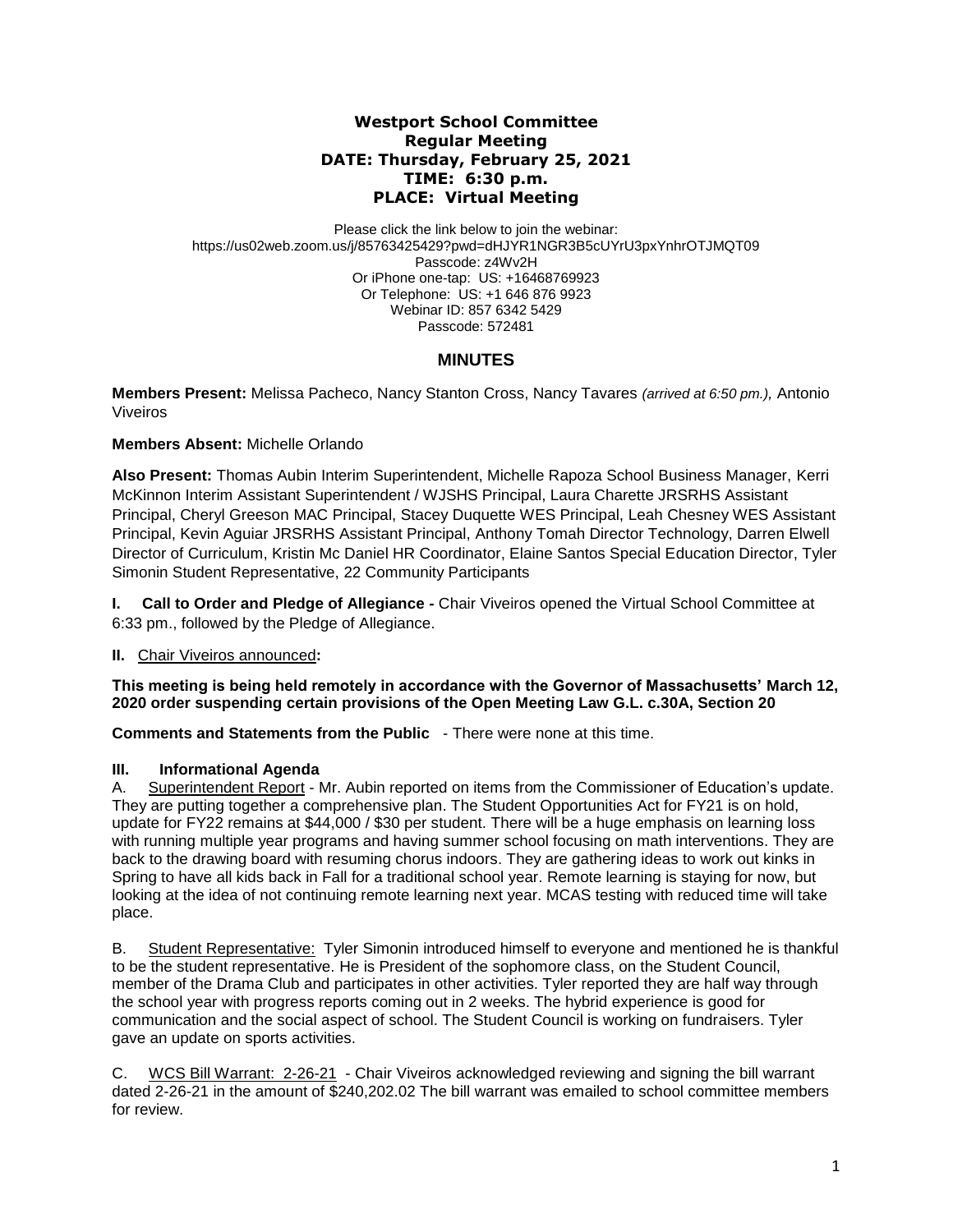**Westport School Committee**
**Regular Meeting**
**DATE: Thursday, February 25, 2021**
**TIME: 6:30 p.m.**
**PLACE: Virtual Meeting**

Please click the link below to join the webinar:
https://us02web.zoom.us/j/85763425429?pwd=dHJYR1NGR3B5cUYrU3pxYnhrOTJMQT09
Passcode: z4Wv2H
Or iPhone one-tap: US: +16468769923
Or Telephone: US: +1 646 876 9923
Webinar ID: 857 6342 5429
Passcode: 572481

# MINUTES

**Members Present:** Melissa Pacheco, Nancy Stanton Cross, Nancy Tavares *(arrived at 6:50 pm.),* Antonio Viveiros

**Members Absent:** Michelle Orlando

**Also Present:** Thomas Aubin Interim Superintendent, Michelle Rapoza School Business Manager, Kerri McKinnon Interim Assistant Superintendent / WJSHS Principal, Laura Charette JRSRHS Assistant Principal, Cheryl Greeson MAC Principal, Stacey Duquette WES Principal, Leah Chesney WES Assistant Principal, Kevin Aguiar JRSRHS Assistant Principal, Anthony Tomah Director Technology, Darren Elwell Director of Curriculum, Kristin Mc Daniel HR Coordinator, Elaine Santos Special Education Director, Tyler Simonin Student Representative, 22 Community Participants

**I. Call to Order and Pledge of Allegiance -** Chair Viveiros opened the Virtual School Committee at 6:33 pm., followed by the Pledge of Allegiance.

**II.** Chair Viveiros announced**:**

**This meeting is being held remotely in accordance with the Governor of Massachusetts' March 12, 2020 order suspending certain provisions of the Open Meeting Law G.L. c.30A, Section 20**

**Comments and Statements from the Public** - There were none at this time.

**III. Informational Agenda**

A. Superintendent Report - Mr. Aubin reported on items from the Commissioner of Education's update. They are putting together a comprehensive plan. The Student Opportunities Act for FY21 is on hold, update for FY22 remains at $44,000 / $30 per student. There will be a huge emphasis on learning loss with running multiple year programs and having summer school focusing on math interventions. They are back to the drawing board with resuming chorus indoors. They are gathering ideas to work out kinks in Spring to have all kids back in Fall for a traditional school year. Remote learning is staying for now, but looking at the idea of not continuing remote learning next year. MCAS testing with reduced time will take place.

B. Student Representative: Tyler Simonin introduced himself to everyone and mentioned he is thankful to be the student representative. He is President of the sophomore class, on the Student Council, member of the Drama Club and participates in other activities. Tyler reported they are half way through the school year with progress reports coming out in 2 weeks. The hybrid experience is good for communication and the social aspect of school. The Student Council is working on fundraisers. Tyler gave an update on sports activities.

C. WCS Bill Warrant: 2-26-21 - Chair Viveiros acknowledged reviewing and signing the bill warrant dated 2-26-21 in the amount of $240,202.02 The bill warrant was emailed to school committee members for review.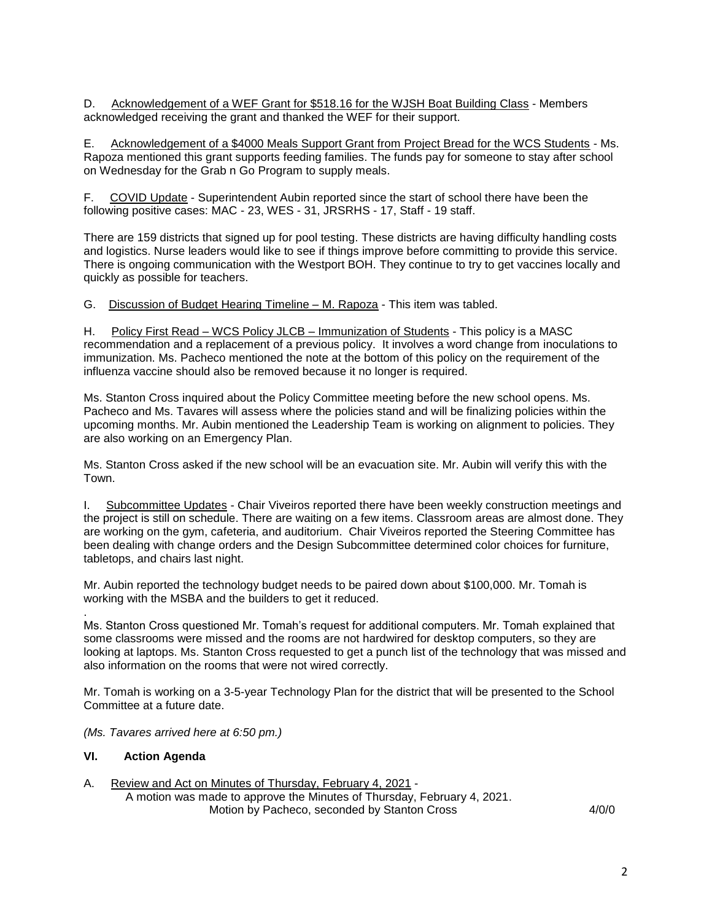D. Acknowledgement of a WEF Grant for $518.16 for the WJSH Boat Building Class - Members acknowledged receiving the grant and thanked the WEF for their support.

E. Acknowledgement of a $4000 Meals Support Grant from Project Bread for the WCS Students - Ms. Rapoza mentioned this grant supports feeding families. The funds pay for someone to stay after school on Wednesday for the Grab n Go Program to supply meals.

F. COVID Update - Superintendent Aubin reported since the start of school there have been the following positive cases: MAC - 23, WES - 31, JRSRHS - 17, Staff - 19 staff.

There are 159 districts that signed up for pool testing. These districts are having difficulty handling costs and logistics. Nurse leaders would like to see if things improve before committing to provide this service. There is ongoing communication with the Westport BOH. They continue to try to get vaccines locally and quickly as possible for teachers.

G. Discussion of Budget Hearing Timeline – M. Rapoza - This item was tabled.

H. Policy First Read – WCS Policy JLCB – Immunization of Students - This policy is a MASC recommendation and a replacement of a previous policy. It involves a word change from inoculations to immunization. Ms. Pacheco mentioned the note at the bottom of this policy on the requirement of the influenza vaccine should also be removed because it no longer is required.

Ms. Stanton Cross inquired about the Policy Committee meeting before the new school opens. Ms. Pacheco and Ms. Tavares will assess where the policies stand and will be finalizing policies within the upcoming months. Mr. Aubin mentioned the Leadership Team is working on alignment to policies. They are also working on an Emergency Plan.

Ms. Stanton Cross asked if the new school will be an evacuation site. Mr. Aubin will verify this with the Town.

I. Subcommittee Updates - Chair Viveiros reported there have been weekly construction meetings and the project is still on schedule. There are waiting on a few items. Classroom areas are almost done. They are working on the gym, cafeteria, and auditorium. Chair Viveiros reported the Steering Committee has been dealing with change orders and the Design Subcommittee determined color choices for furniture, tabletops, and chairs last night.

Mr. Aubin reported the technology budget needs to be paired down about $100,000. Mr. Tomah is working with the MSBA and the builders to get it reduced.

.
Ms. Stanton Cross questioned Mr. Tomah's request for additional computers. Mr. Tomah explained that some classrooms were missed and the rooms are not hardwired for desktop computers, so they are looking at laptops. Ms. Stanton Cross requested to get a punch list of the technology that was missed and also information on the rooms that were not wired correctly.

Mr. Tomah is working on a 3-5-year Technology Plan for the district that will be presented to the School Committee at a future date.

*(Ms. Tavares arrived here at 6:50 pm.)*

## VI. Action Agenda

A. Review and Act on Minutes of Thursday, February 4, 2021 -
A motion was made to approve the Minutes of Thursday, February 4, 2021.
Motion by Pacheco, seconded by Stanton Cross 4/0/0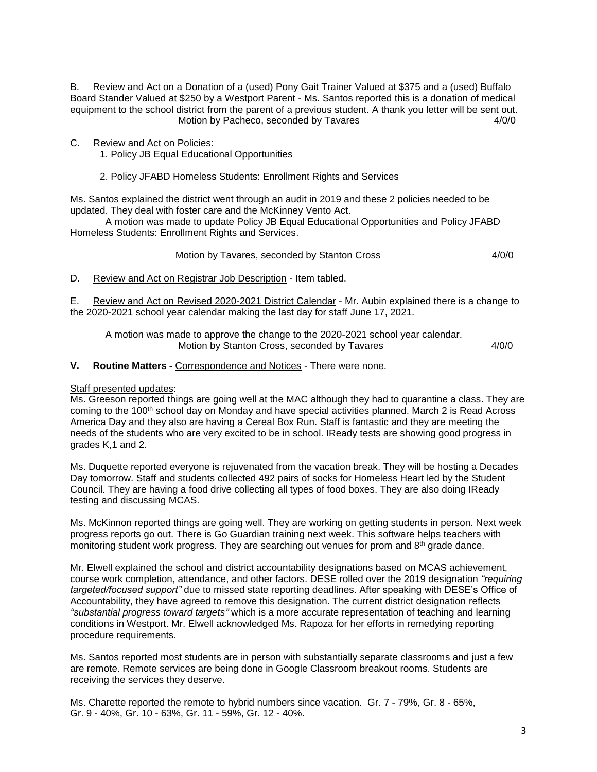B. Review and Act on a Donation of a (used) Pony Gait Trainer Valued at $375 and a (used) Buffalo Board Stander Valued at $250 by a Westport Parent - Ms. Santos reported this is a donation of medical equipment to the school district from the parent of a previous student. A thank you letter will be sent out.

Motion by Pacheco, seconded by Tavares 4/0/0

C. Review and Act on Policies:

1. Policy JB Equal Educational Opportunities
2. Policy JFABD Homeless Students: Enrollment Rights and Services

Ms. Santos explained the district went through an audit in 2019 and these 2 policies needed to be updated. They deal with foster care and the McKinney Vento Act.

A motion was made to update Policy JB Equal Educational Opportunities and Policy JFABD Homeless Students: Enrollment Rights and Services.

Motion by Tavares, seconded by Stanton Cross 4/0/0

D. Review and Act on Registrar Job Description - Item tabled.

E. Review and Act on Revised 2020-2021 District Calendar - Mr. Aubin explained there is a change to the 2020-2021 school year calendar making the last day for staff June 17, 2021.

A motion was made to approve the change to the 2020-2021 school year calendar.

Motion by Stanton Cross, seconded by Tavares 4/0/0

**V. Routine Matters -** Correspondence and Notices - There were none.

Staff presented updates:

Ms. Greeson reported things are going well at the MAC although they had to quarantine a class. They are coming to the 100th school day on Monday and have special activities planned. March 2 is Read Across America Day and they also are having a Cereal Box Run. Staff is fantastic and they are meeting the needs of the students who are very excited to be in school. IReady tests are showing good progress in grades K,1 and 2.

Ms. Duquette reported everyone is rejuvenated from the vacation break. They will be hosting a Decades Day tomorrow. Staff and students collected 492 pairs of socks for Homeless Heart led by the Student Council. They are having a food drive collecting all types of food boxes. They are also doing IReady testing and discussing MCAS.

Ms. McKinnon reported things are going well. They are working on getting students in person. Next week progress reports go out. There is Go Guardian training next week. This software helps teachers with monitoring student work progress. They are searching out venues for prom and 8th grade dance.

Mr. Elwell explained the school and district accountability designations based on MCAS achievement, course work completion, attendance, and other factors. DESE rolled over the 2019 designation *"requiring targeted/focused support"* due to missed state reporting deadlines. After speaking with DESE's Office of Accountability, they have agreed to remove this designation. The current district designation reflects *"substantial progress toward targets"* which is a more accurate representation of teaching and learning conditions in Westport. Mr. Elwell acknowledged Ms. Rapoza for her efforts in remedying reporting procedure requirements.

Ms. Santos reported most students are in person with substantially separate classrooms and just a few are remote. Remote services are being done in Google Classroom breakout rooms. Students are receiving the services they deserve.

Ms. Charette reported the remote to hybrid numbers since vacation. Gr. 7 - 79%, Gr. 8 - 65%, Gr. 9 - 40%, Gr. 10 - 63%, Gr. 11 - 59%, Gr. 12 - 40%.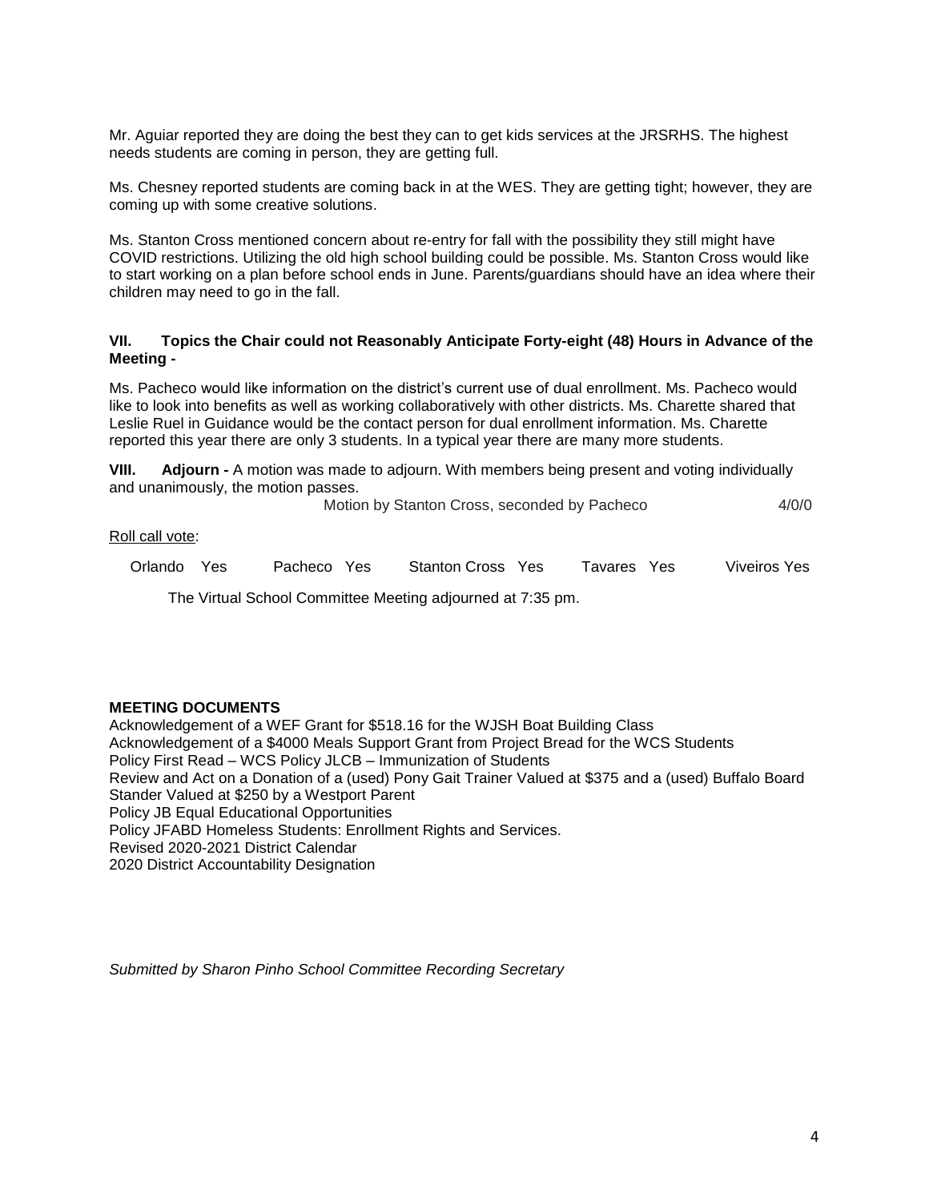Mr. Aguiar reported they are doing the best they can to get kids services at the JRSRHS. The highest needs students are coming in person, they are getting full.

Ms. Chesney reported students are coming back in at the WES. They are getting tight; however, they are coming up with some creative solutions.

Ms. Stanton Cross mentioned concern about re-entry for fall with the possibility they still might have COVID restrictions. Utilizing the old high school building could be possible. Ms. Stanton Cross would like to start working on a plan before school ends in June. Parents/guardians should have an idea where their children may need to go in the fall.

**VII. Topics the Chair could not Reasonably Anticipate Forty-eight (48) Hours in Advance of the Meeting -**

Ms. Pacheco would like information on the district's current use of dual enrollment. Ms. Pacheco would like to look into benefits as well as working collaboratively with other districts. Ms. Charette shared that Leslie Ruel in Guidance would be the contact person for dual enrollment information. Ms. Charette reported this year there are only 3 students. In a typical year there are many more students.

**VIII. Adjourn -** A motion was made to adjourn. With members being present and voting individually and unanimously, the motion passes.

Motion by Stanton Cross, seconded by Pacheco 4/0/0

Roll call vote:

Orlando Yes Pacheco Yes Stanton Cross Yes Tavares Yes Viveiros Yes

The Virtual School Committee Meeting adjourned at 7:35 pm.

**MEETING DOCUMENTS**

Acknowledgement of a WEF Grant for $518.16 for the WJSH Boat Building Class
Acknowledgement of a $4000 Meals Support Grant from Project Bread for the WCS Students
Policy First Read – WCS Policy JLCB – Immunization of Students
Review and Act on a Donation of a (used) Pony Gait Trainer Valued at $375 and a (used) Buffalo Board Stander Valued at $250 by a Westport Parent
Policy JB Equal Educational Opportunities
Policy JFABD Homeless Students: Enrollment Rights and Services.
Revised 2020-2021 District Calendar
2020 District Accountability Designation

*Submitted by Sharon Pinho School Committee Recording Secretary*